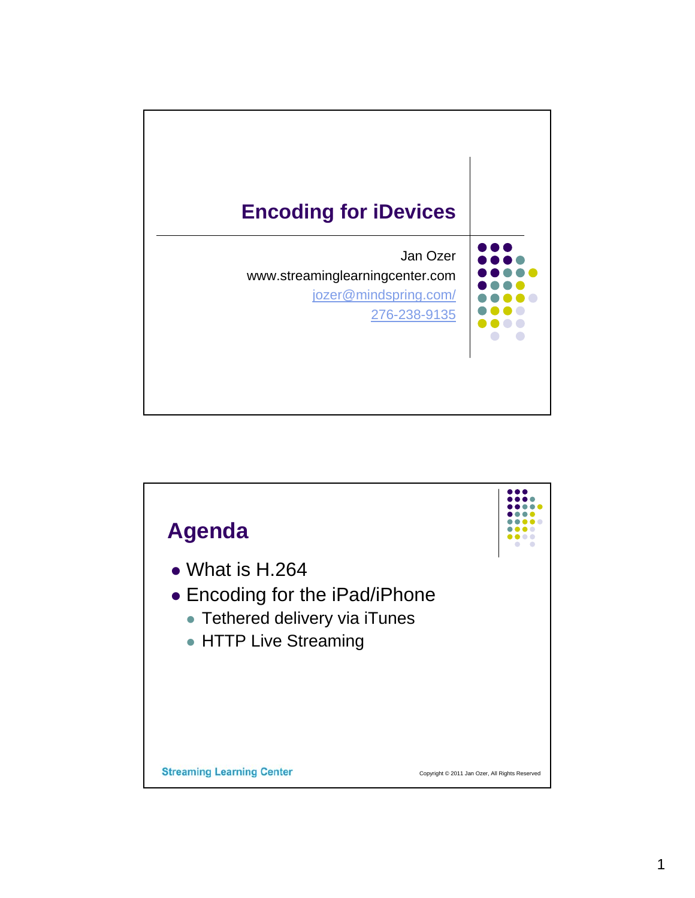# Encoding for iDevices

Jan Ozer
www.streaminglearningcenter.com
jozer@mindspring.com/
276-238-9135

## Agenda

- What is H.264
- Encoding for the iPad/iPhone
  - Tethered delivery via iTunes
  - HTTP Live Streaming

Streaming Learning Center

Copyright © 2011 Jan Ozer, All Rights Reserved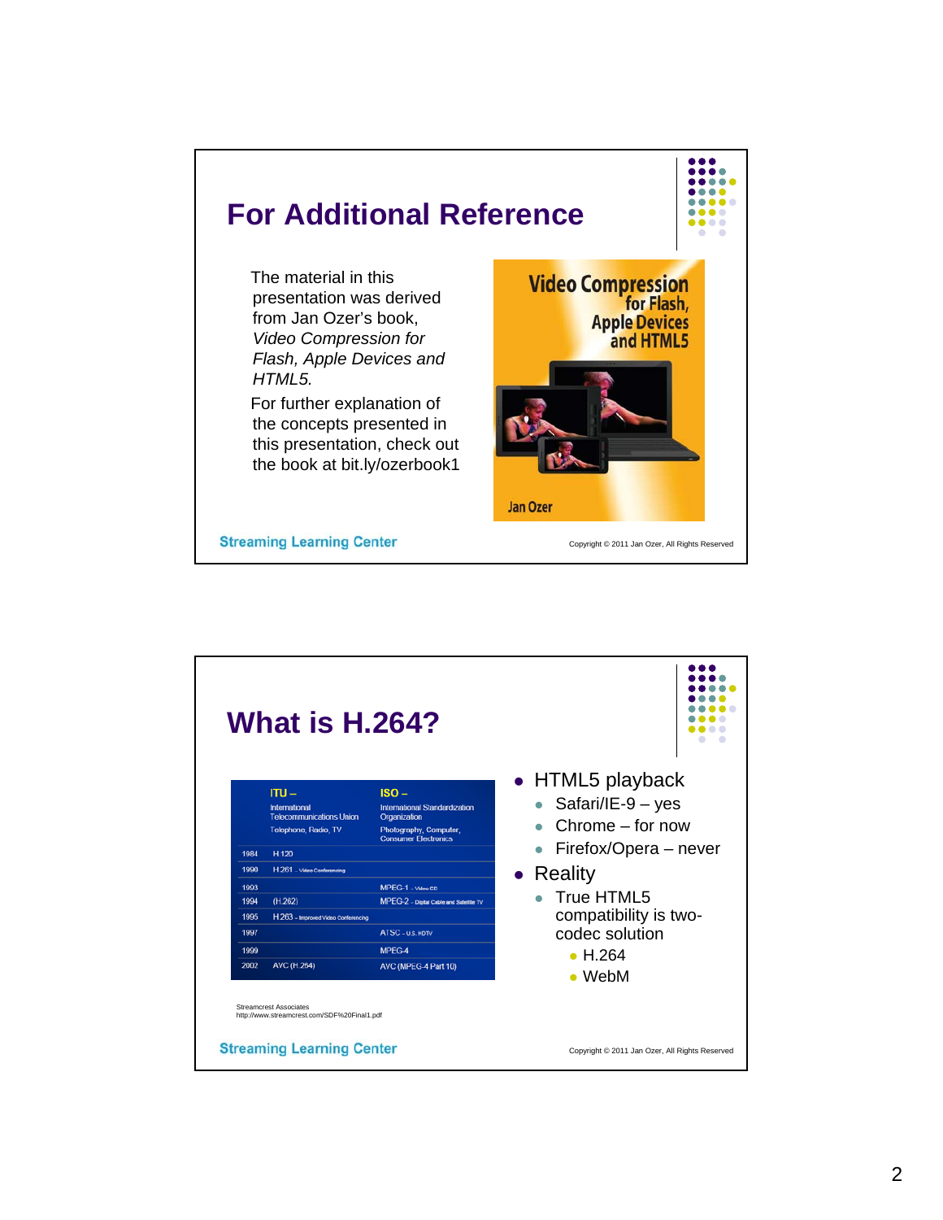## For Additional Reference

The material in this presentation was derived from Jan Ozer's book, *Video Compression for Flash, Apple Devices and HTML5.*

For further explanation of the concepts presented in this presentation, check out the book at bit.ly/ozerbook1

Video Compression for Flash, Apple Devices and HTML5

Jan Ozer

Streaming Learning Center

Copyright © 2011 Jan Ozer, All Rights Reserved

## What is H.264?

| | ITU – International Telecommunications Union<br>Telephone, Radio, TV | ISO – International Standardization Organization<br>Photography, Computer, Consumer Electronics |
|---|---|---|
| 1984 | H.120 | |
| 1990 | H.261 – Video Conferencing | |
| 1993 | | MPEG-1 – Video CD |
| 1994 | (H.262) | MPEG-2 – Digital Cable and Satellite TV |
| 1995 | H.263 – Improved Video Conferencing | |
| 1997 | | ATSC – U.S. HDTV |
| 1999 | | MPEG-4 |
| 2002 | AVC (H.264) | AVC (MPEG-4 Part 10) |

Streamcrest Associates
http://www.streamcrest.com/SDF%20Final1.pdf

- HTML5 playback
  - Safari/IE-9 – yes
  - Chrome – for now
  - Firefox/Opera – never
- Reality
  - True HTML5 compatibility is two-codec solution
    - H.264
    - WebM

Streaming Learning Center

Copyright © 2011 Jan Ozer, All Rights Reserved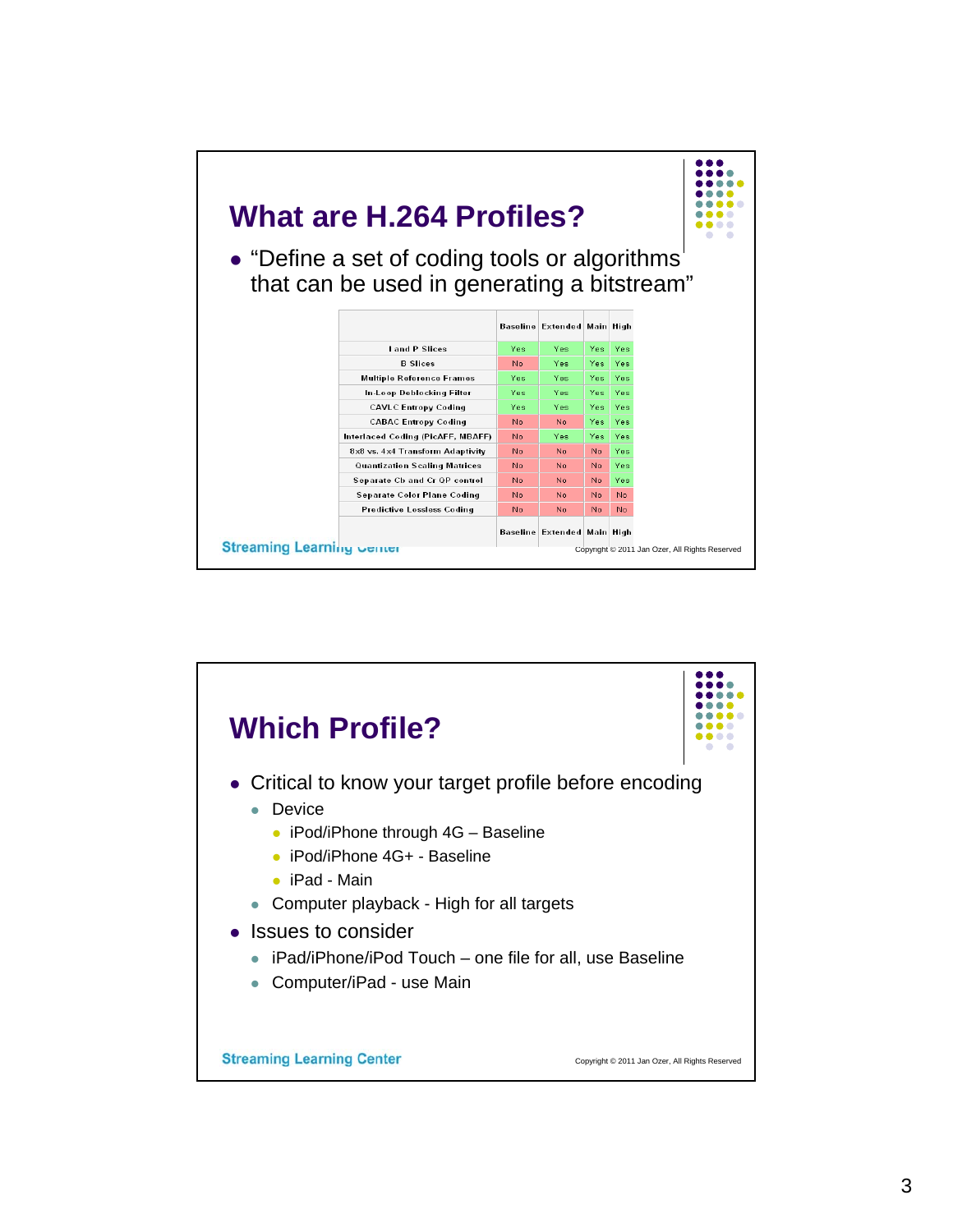## What are H.264 Profiles?

- "Define a set of coding tools or algorithms that can be used in generating a bitstream"

| | Baseline | Extended | Main | High |
|---|---|---|---|---|
| I and P Slices | Yes | Yes | Yes | Yes |
| B Slices | No | Yes | Yes | Yes |
| Multiple Reference Frames | Yes | Yes | Yes | Yes |
| In-Loop Deblocking Filter | Yes | Yes | Yes | Yes |
| CAVLC Entropy Coding | Yes | Yes | Yes | Yes |
| CABAC Entropy Coding | No | No | Yes | Yes |
| Interlaced Coding (PicAFF, MBAFF) | No | Yes | Yes | Yes |
| 8x8 vs. 4x4 Transform Adaptivity | No | No | No | Yes |
| Quantization Scaling Matrices | No | No | No | Yes |
| Separate Cb and Cr QP control | No | No | No | Yes |
| Separate Color Plane Coding | No | No | No | No |
| Predictive Lossless Coding | No | No | No | No |
| | Baseline | Extended | Main | High |

Streaming Learning Center

Copyright © 2011 Jan Ozer, All Rights Reserved

## Which Profile?

- Critical to know your target profile before encoding
  - Device
    - iPod/iPhone through 4G – Baseline
    - iPod/iPhone 4G+ - Baseline
    - iPad - Main
  - Computer playback - High for all targets
- Issues to consider
  - iPad/iPhone/iPod Touch – one file for all, use Baseline
  - Computer/iPad - use Main

Streaming Learning Center

Copyright © 2011 Jan Ozer, All Rights Reserved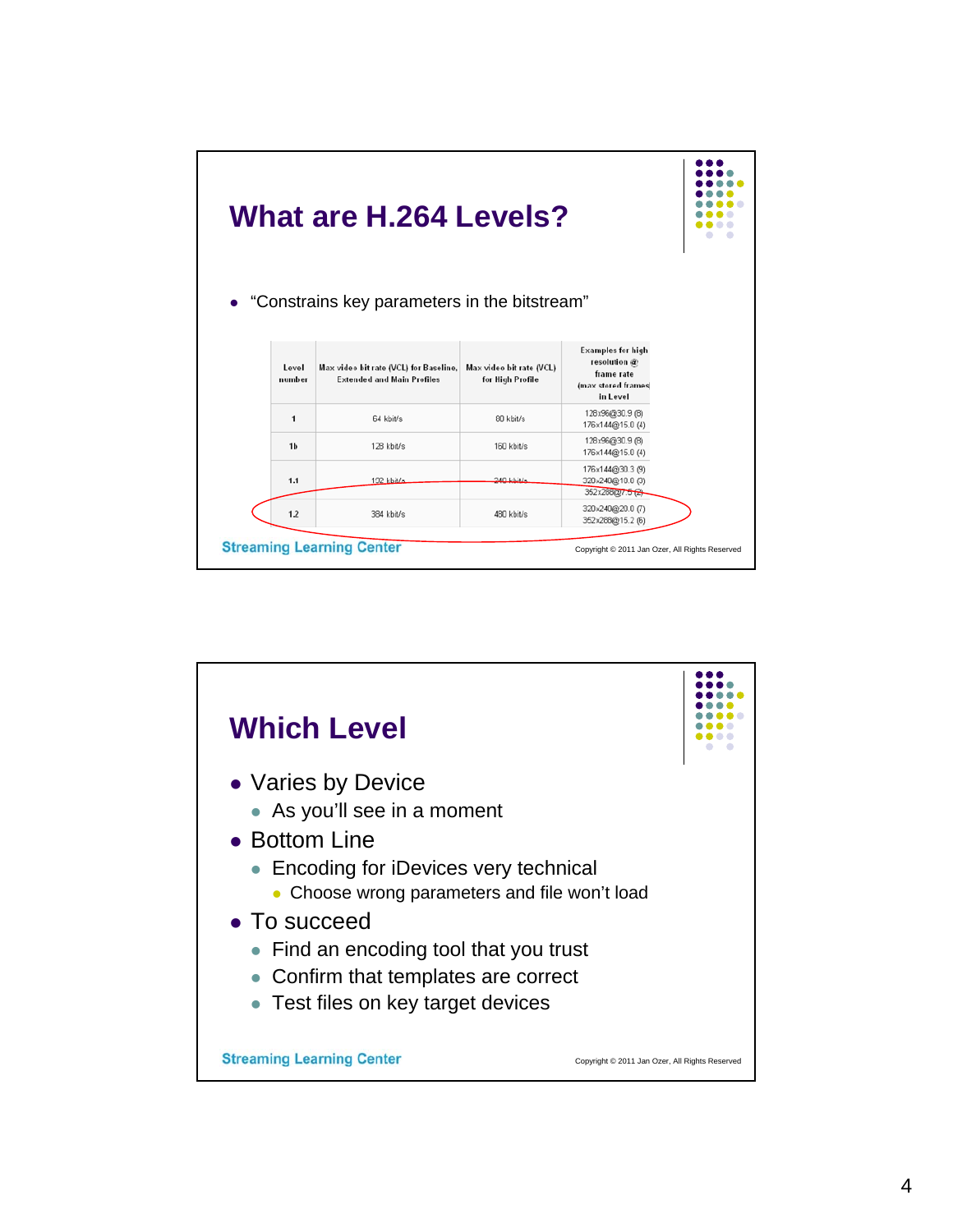# What are H.264 Levels?

- "Constrains key parameters in the bitstream"

| Level number | Max video bit rate (VCL) for Baseline, Extended and Main Profiles | Max video bit rate (VCL) for High Profile | Examples for high resolution @ frame rate (max stored frames) in Level |
|---|---|---|---|
| 1 | 64 kbit/s | 80 kbit/s | 128x96@30.9 (8)<br>176x144@15.0 (4) |
| 1b | 128 kbit/s | 160 kbit/s | 128x96@30.9 (8)<br>176x144@15.0 (4) |
| 1.1 | 192 kbit/s | 240 kbit/s | 176x144@30.3 (9)<br>320x240@10.0 (3)<br>352x288@7.5 (2) |
| 1.2 | 384 kbit/s | 480 kbit/s | 320x240@20.0 (7)<br>352x288@15.2 (6) |

Streaming Learning Center

Copyright © 2011 Jan Ozer, All Rights Reserved

# Which Level

- Varies by Device
  - As you'll see in a moment
- Bottom Line
  - Encoding for iDevices very technical
    - Choose wrong parameters and file won't load
- To succeed
  - Find an encoding tool that you trust
  - Confirm that templates are correct
  - Test files on key target devices

Streaming Learning Center

Copyright © 2011 Jan Ozer, All Rights Reserved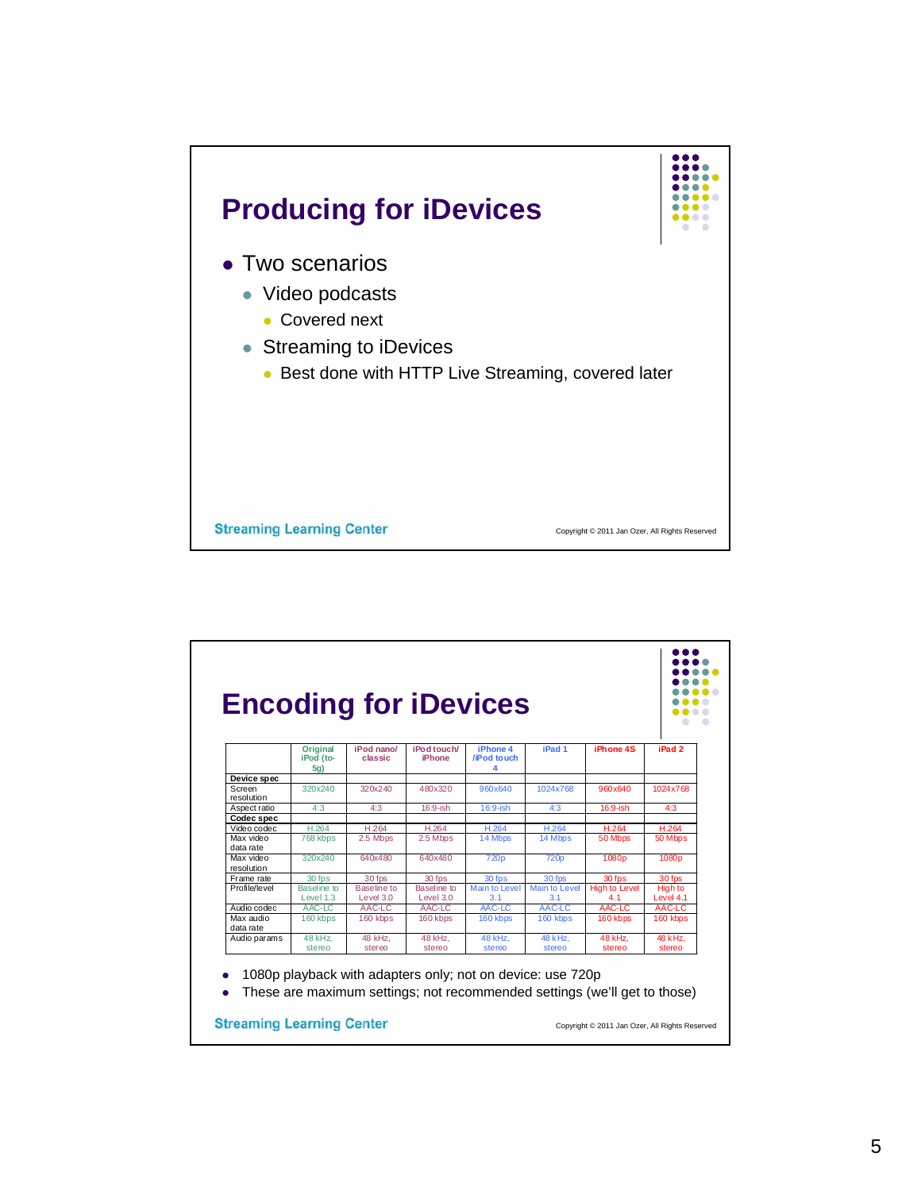## Producing for iDevices

- Two scenarios
  - Video podcasts
    - Covered next
  - Streaming to iDevices
    - Best done with HTTP Live Streaming, covered later

Streaming Learning Center

Copyright © 2011 Jan Ozer, All Rights Reserved

## Encoding for iDevices

| | Original iPod (to-5g) | iPod nano/ classic | iPod touch/ iPhone | iPhone 4 /iPod touch 4 | iPad 1 | iPhone 4S | iPad 2 |
|---|---|---|---|---|---|---|---|
| **Device spec** | | | | | | | |
| Screen resolution | 320x240 | 320x240 | 480x320 | 960x640 | 1024x768 | 960x640 | 1024x768 |
| Aspect ratio | 4:3 | 4:3 | 16:9-ish | 16:9-ish | 4:3 | 16:9-ish | 4:3 |
| **Codec spec** | | | | | | | |
| Video codec | H.264 | H.264 | H.264 | H.264 | H.264 | H.264 | H.264 |
| Max video data rate | 768 kbps | 2.5 Mbps | 2.5 Mbps | 14 Mbps | 14 Mbps | 50 Mbps | 50 Mbps |
| Max video resolution | 320x240 | 640x480 | 640x480 | 720p | 720p | 1080p | 1080p |
| Frame rate | 30 fps | 30 fps | 30 fps | 30 fps | 30 fps | 30 fps | 30 fps |
| Profile/level | Baseline to Level 1.3 | Baseline to Level 3.0 | Baseline to Level 3.0 | Main to Level 3.1 | Main to Level 3.1 | High to Level 4.1 | High to Level 4.1 |
| Audio codec | AAC-LC | AAC-LC | AAC-LC | AAC-LC | AAC-LC | AAC-LC | AAC-LC |
| Max audio data rate | 160 kbps | 160 kbps | 160 kbps | 160 kbps | 160 kbps | 160 kbps | 160 kbps |
| Audio params | 48 kHz, stereo | 48 kHz, stereo | 48 kHz, stereo | 48 kHz, stereo | 48 kHz, stereo | 48 kHz, stereo | 48 kHz, stereo |

- 1080p playback with adapters only; not on device: use 720p
- These are maximum settings; not recommended settings (we'll get to those)

Streaming Learning Center

Copyright © 2011 Jan Ozer, All Rights Reserved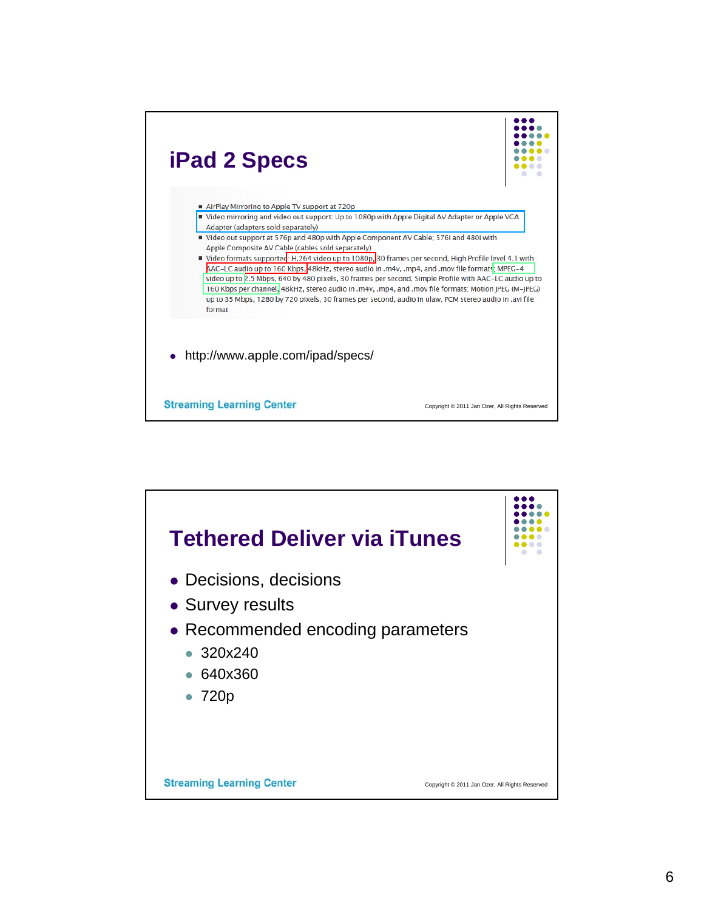# iPad 2 Specs

- AirPlay Mirroring to Apple TV support at 720p
- Video mirroring and video out support: Up to 1080p with Apple Digital AV Adapter or Apple VGA Adapter (adapters sold separately)
- Video out support at 576p and 480p with Apple Component AV Cable; 576i and 480i with Apple Composite AV Cable (cables sold separately)
- Video formats supported: H.264 video up to 1080p, 30 frames per second, High Profile level 4.1 with AAC-LC audio up to 160 Kbps, 48kHz, stereo audio in .m4v, .mp4, and .mov file formats; MPEG-4 video up to 2.5 Mbps, 640 by 480 pixels, 30 frames per second, Simple Profile with AAC-LC audio up to 160 Kbps per channel, 48kHz, stereo audio in .m4v, .mp4, and .mov file formats; Motion JPEG (M-JPEG) up to 35 Mbps, 1280 by 720 pixels, 30 frames per second, audio in ulaw, PCM stereo audio in .avi file format

- http://www.apple.com/ipad/specs/

Streaming Learning Center

Copyright © 2011 Jan Ozer, All Rights Reserved

# Tethered Deliver via iTunes

- Decisions, decisions
- Survey results
- Recommended encoding parameters
  - 320x240
  - 640x360
  - 720p

Streaming Learning Center

Copyright © 2011 Jan Ozer, All Rights Reserved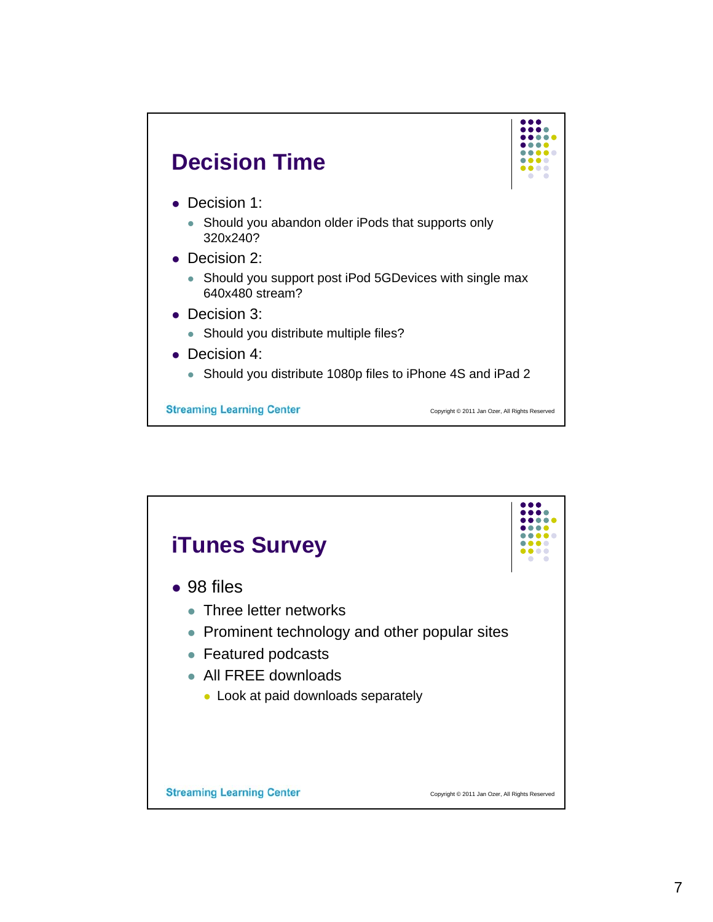## Decision Time

- Decision 1:
  - Should you abandon older iPods that supports only 320x240?
- Decision 2:
  - Should you support post iPod 5GDevices with single max 640x480 stream?
- Decision 3:
  - Should you distribute multiple files?
- Decision 4:
  - Should you distribute 1080p files to iPhone 4S and iPad 2

Streaming Learning Center

Copyright © 2011 Jan Ozer, All Rights Reserved

## iTunes Survey

- 98 files
  - Three letter networks
  - Prominent technology and other popular sites
  - Featured podcasts
  - All FREE downloads
    - Look at paid downloads separately

Streaming Learning Center

Copyright © 2011 Jan Ozer, All Rights Reserved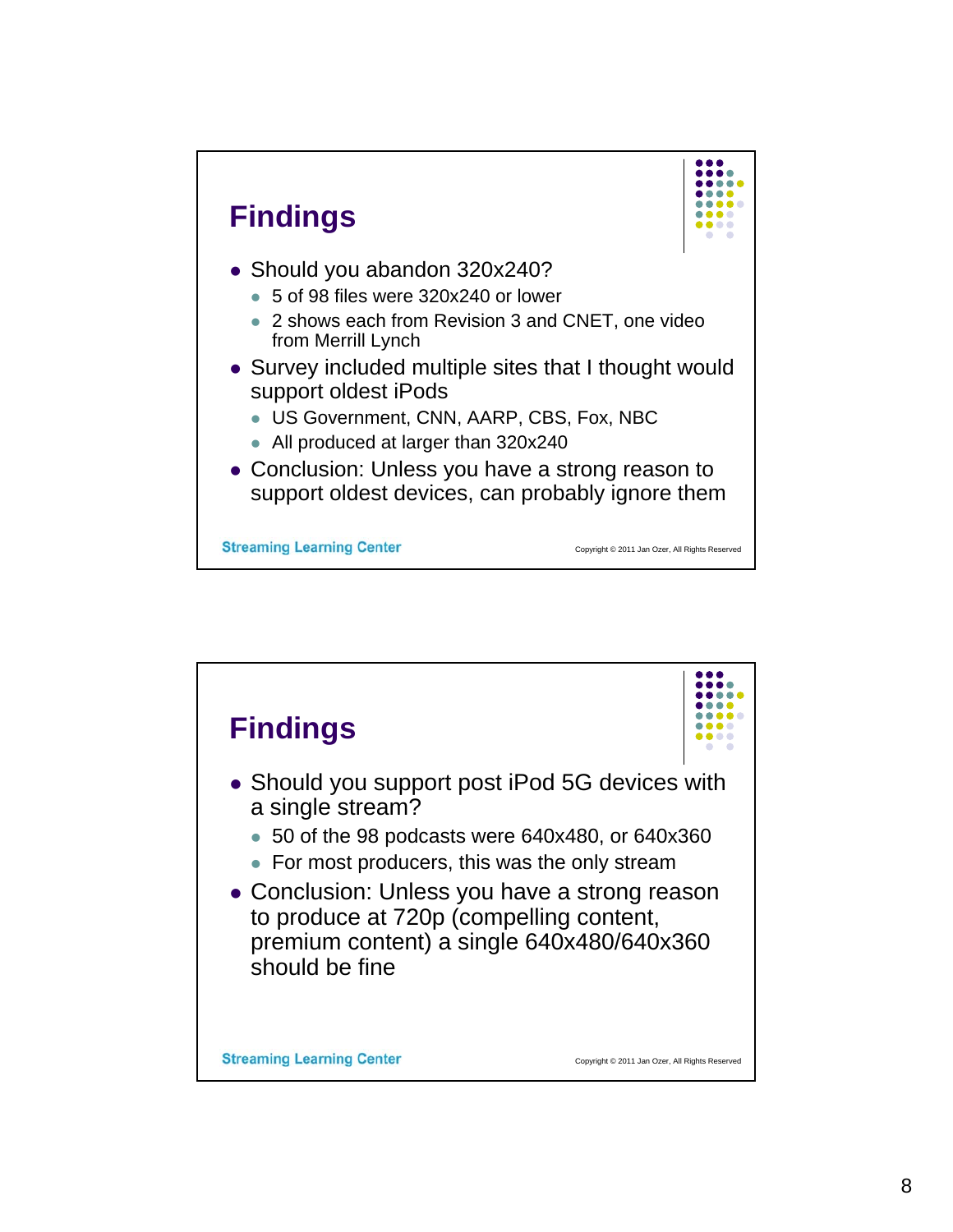## Findings

- Should you abandon 320x240?
  - 5 of 98 files were 320x240 or lower
  - 2 shows each from Revision 3 and CNET, one video from Merrill Lynch
- Survey included multiple sites that I thought would support oldest iPods
  - US Government, CNN, AARP, CBS, Fox, NBC
  - All produced at larger than 320x240
- Conclusion: Unless you have a strong reason to support oldest devices, can probably ignore them

Streaming Learning Center

Copyright © 2011 Jan Ozer, All Rights Reserved

## Findings

- Should you support post iPod 5G devices with a single stream?
  - 50 of the 98 podcasts were 640x480, or 640x360
  - For most producers, this was the only stream
- Conclusion: Unless you have a strong reason to produce at 720p (compelling content, premium content) a single 640x480/640x360 should be fine

Streaming Learning Center

Copyright © 2011 Jan Ozer, All Rights Reserved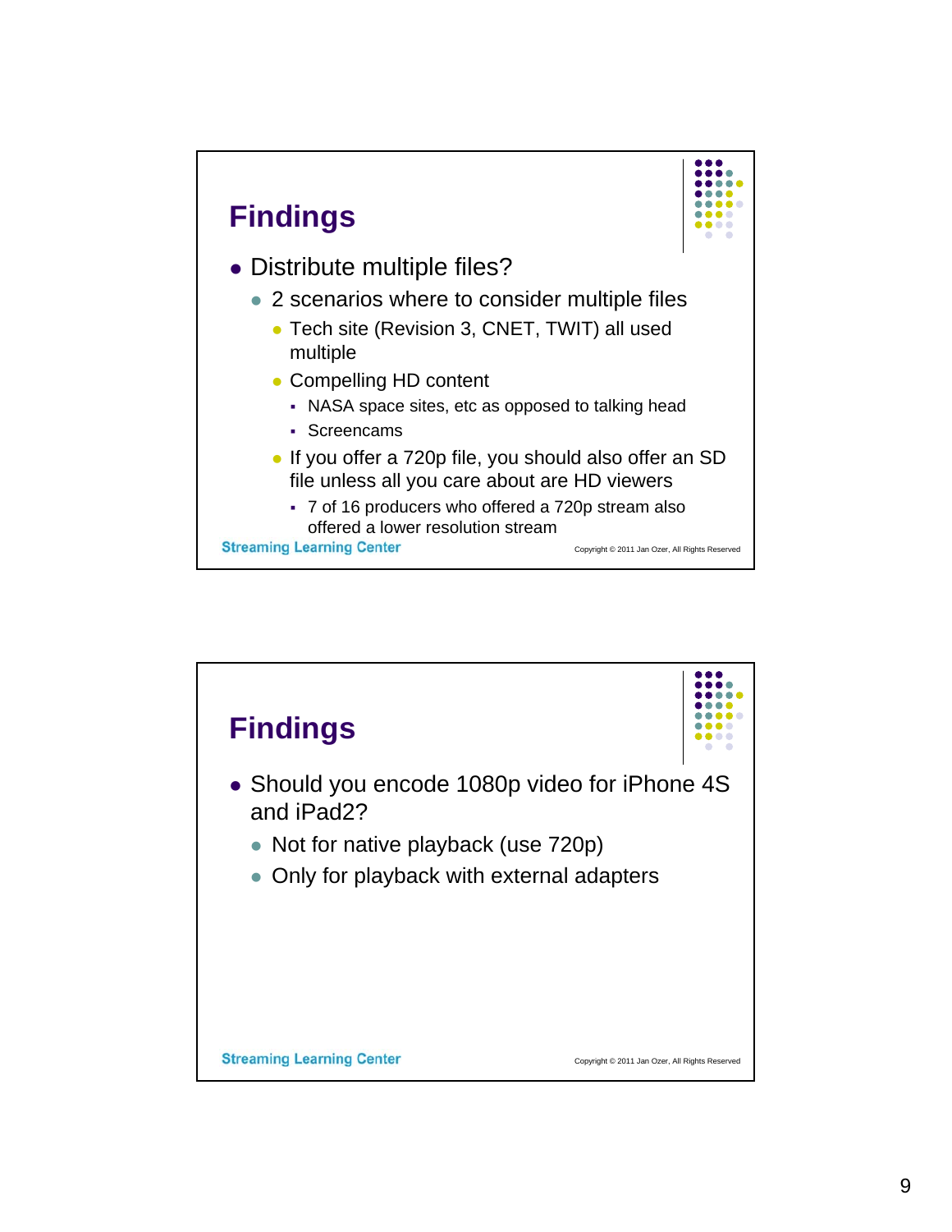## Findings

- Distribute multiple files?
  - 2 scenarios where to consider multiple files
    - Tech site (Revision 3, CNET, TWIT) all used multiple
    - Compelling HD content
      - NASA space sites, etc as opposed to talking head
      - Screencams
    - If you offer a 720p file, you should also offer an SD file unless all you care about are HD viewers
      - 7 of 16 producers who offered a 720p stream also offered a lower resolution stream

Streaming Learning Center

Copyright © 2011 Jan Ozer, All Rights Reserved

## Findings

- Should you encode 1080p video for iPhone 4S and iPad2?
  - Not for native playback (use 720p)
  - Only for playback with external adapters

Streaming Learning Center

Copyright © 2011 Jan Ozer, All Rights Reserved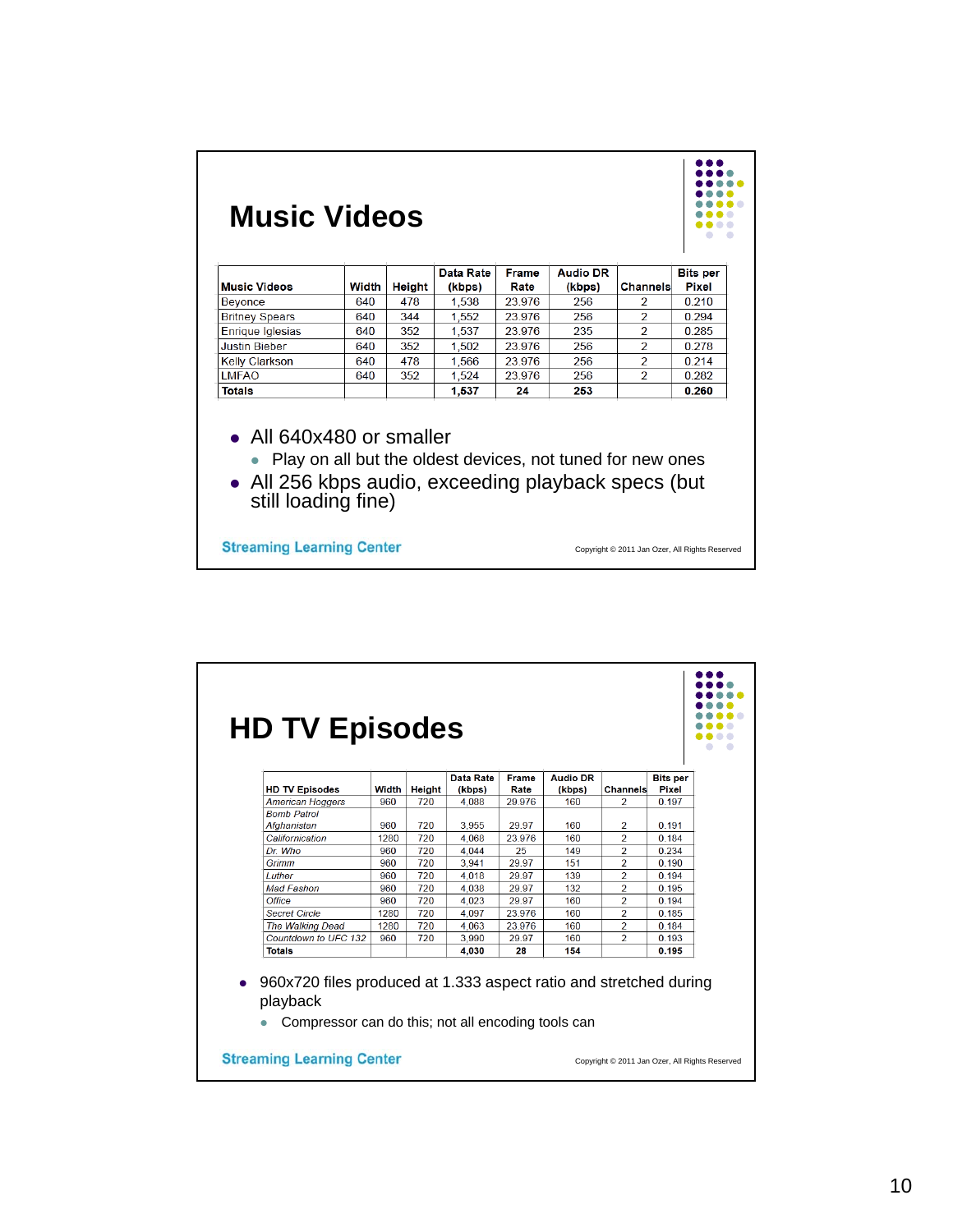# Music Videos

| Music Videos | Width | Height | Data Rate (kbps) | Frame Rate | Audio DR (kbps) | Channels | Bits per Pixel |
|---|---|---|---|---|---|---|---|
| Beyonce | 640 | 478 | 1,538 | 23.976 | 256 | 2 | 0.210 |
| Britney Spears | 640 | 344 | 1,552 | 23.976 | 256 | 2 | 0.294 |
| Enrique Iglesias | 640 | 352 | 1,537 | 23.976 | 235 | 2 | 0.285 |
| Justin Bieber | 640 | 352 | 1,502 | 23.976 | 256 | 2 | 0.278 |
| Kelly Clarkson | 640 | 478 | 1,566 | 23.976 | 256 | 2 | 0.214 |
| LMFAO | 640 | 352 | 1,524 | 23.976 | 256 | 2 | 0.282 |
| **Totals** | | | **1,537** | **24** | **253** | | **0.260** |

- All 640x480 or smaller
  - Play on all but the oldest devices, not tuned for new ones
- All 256 kbps audio, exceeding playback specs (but still loading fine)

Streaming Learning Center

Copyright © 2011 Jan Ozer, All Rights Reserved

# HD TV Episodes

| HD TV Episodes | Width | Height | Data Rate (kbps) | Frame Rate | Audio DR (kbps) | Channels | Bits per Pixel |
|---|---|---|---|---|---|---|---|
| *American Hoggers* | 960 | 720 | 4,088 | 29.976 | 160 | 2 | 0.197 |
| *Bomb Patrol Afghanistan* | 960 | 720 | 3,955 | 29.97 | 160 | 2 | 0.191 |
| *Californication* | 1280 | 720 | 4,068 | 23.976 | 160 | 2 | 0.184 |
| *Dr. Who* | 960 | 720 | 4,044 | 25 | 149 | 2 | 0.234 |
| *Grimm* | 960 | 720 | 3,941 | 29.97 | 151 | 2 | 0.190 |
| *Luther* | 960 | 720 | 4,018 | 29.97 | 139 | 2 | 0.194 |
| *Mad Fashon* | 960 | 720 | 4,038 | 29.97 | 132 | 2 | 0.195 |
| *Office* | 960 | 720 | 4,023 | 29.97 | 160 | 2 | 0.194 |
| *Secret Circle* | 1280 | 720 | 4,097 | 23.976 | 160 | 2 | 0.185 |
| *The Walking Dead* | 1280 | 720 | 4,063 | 23.976 | 160 | 2 | 0.184 |
| *Countdown to UFC 132* | 960 | 720 | 3,990 | 29.97 | 160 | 2 | 0.193 |
| **Totals** | | | **4,030** | **28** | **154** | | **0.195** |

- 960x720 files produced at 1.333 aspect ratio and stretched during playback
  - Compressor can do this; not all encoding tools can

Streaming Learning Center

Copyright © 2011 Jan Ozer, All Rights Reserved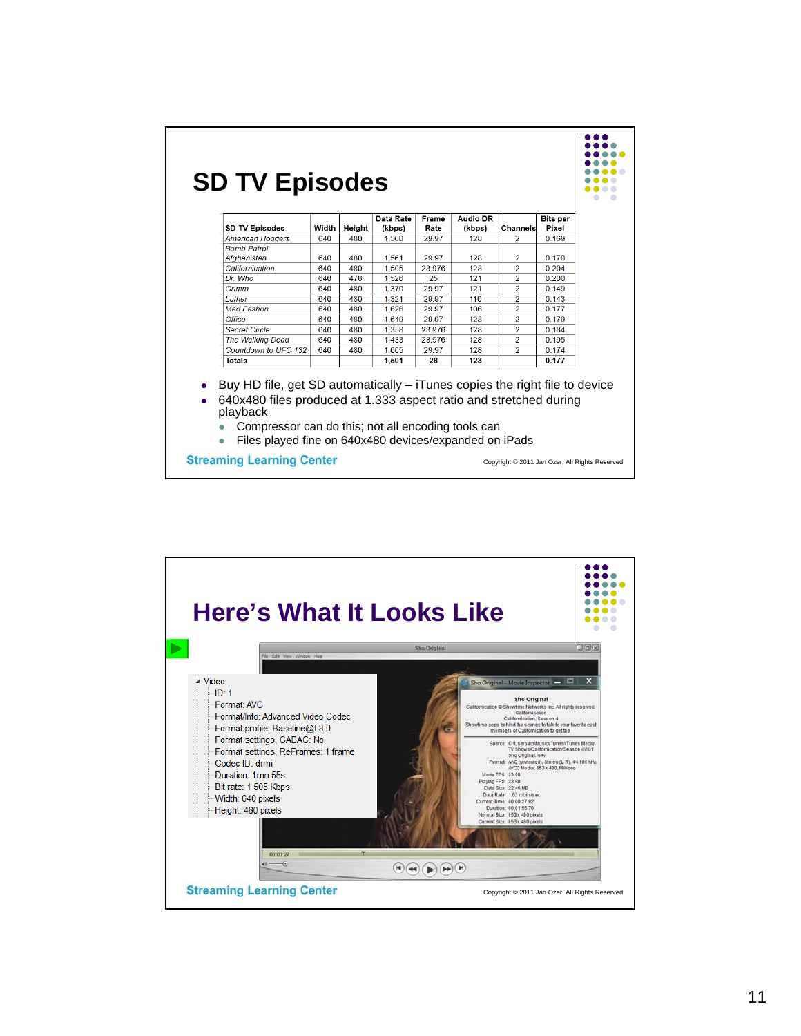# SD TV Episodes

| SD TV Episodes | Width | Height | Data Rate (kbps) | Frame Rate | Audio DR (kbps) | Channels | Bits per Pixel |
|---|---|---|---|---|---|---|---|
| *American Hoggers* | 640 | 480 | 1,560 | 29.97 | 128 | 2 | 0.169 |
| *Bomb Patrol Afghanistan* | 640 | 480 | 1,561 | 29.97 | 128 | 2 | 0.170 |
| *Californication* | 640 | 480 | 1,505 | 23.976 | 128 | 2 | 0.204 |
| *Dr. Who* | 640 | 478 | 1,526 | 25 | 121 | 2 | 0.200 |
| *Grimm* | 640 | 480 | 1,370 | 29.97 | 121 | 2 | 0.149 |
| *Luther* | 640 | 480 | 1,321 | 29.97 | 110 | 2 | 0.143 |
| *Mad Fashon* | 640 | 480 | 1,626 | 29.97 | 106 | 2 | 0.177 |
| *Office* | 640 | 480 | 1,649 | 29.97 | 128 | 2 | 0.179 |
| *Secret Circle* | 640 | 480 | 1,358 | 23.976 | 128 | 2 | 0.184 |
| *The Walking Dead* | 640 | 480 | 1,433 | 23.976 | 128 | 2 | 0.195 |
| *Countdown to UFC 132* | 640 | 480 | 1,605 | 29.97 | 128 | 2 | 0.174 |
| **Totals** | | | **1,501** | **28** | **123** | | **0.177** |

- Buy HD file, get SD automatically – iTunes copies the right file to device
- 640x480 files produced at 1.333 aspect ratio and stretched during playback
  - Compressor can do this; not all encoding tools can
  - Files played fine on 640x480 devices/expanded on iPads

Streaming Learning Center

Copyright © 2011 Jan Ozer, All Rights Reserved

# Here's What It Looks Like

- Video
  - ID: 1
  - Format: AVC
  - Format/Info: Advanced Video Codec
  - Format profile: Baseline@L3.0
  - Format settings, CABAC: No
  - Format settings, ReFrames: 1 frame
  - Codec ID: drmi
  - Duration: 1mn 55s
  - Bit rate: 1 505 Kbps
  - Width: 640 pixels
  - Height: 480 pixels

Streaming Learning Center

Copyright © 2011 Jan Ozer, All Rights Reserved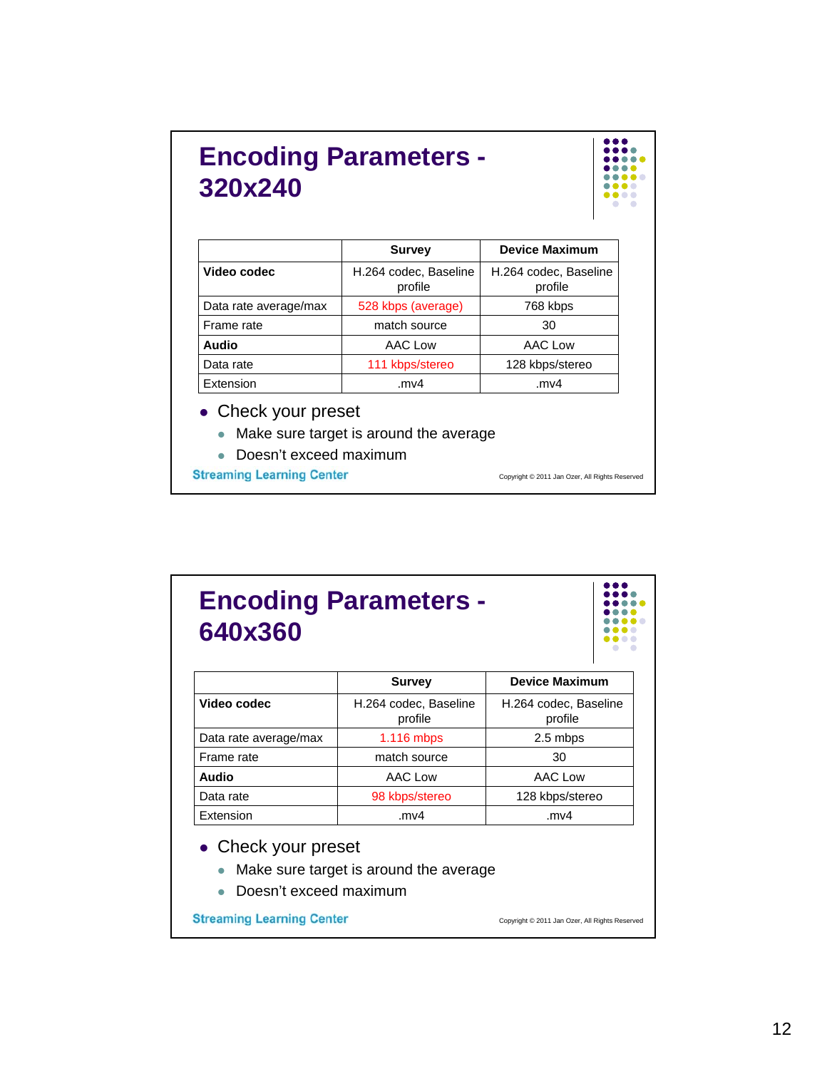# Encoding Parameters - 320x240

| | Survey | Device Maximum |
|---|---|---|
| **Video codec** | H.264 codec, Baseline profile | H.264 codec, Baseline profile |
| Data rate average/max | 528 kbps (average) | 768 kbps |
| Frame rate | match source | 30 |
| **Audio** | AAC Low | AAC Low |
| Data rate | 111 kbps/stereo | 128 kbps/stereo |
| Extension | .mv4 | .mv4 |

- Check your preset
  - Make sure target is around the average
  - Doesn't exceed maximum

Streaming Learning Center

Copyright © 2011 Jan Ozer, All Rights Reserved

# Encoding Parameters - 640x360

| | Survey | Device Maximum |
|---|---|---|
| **Video codec** | H.264 codec, Baseline profile | H.264 codec, Baseline profile |
| Data rate average/max | 1.116 mbps | 2.5 mbps |
| Frame rate | match source | 30 |
| **Audio** | AAC Low | AAC Low |
| Data rate | 98 kbps/stereo | 128 kbps/stereo |
| Extension | .mv4 | .mv4 |

- Check your preset
  - Make sure target is around the average
  - Doesn't exceed maximum

Streaming Learning Center

Copyright © 2011 Jan Ozer, All Rights Reserved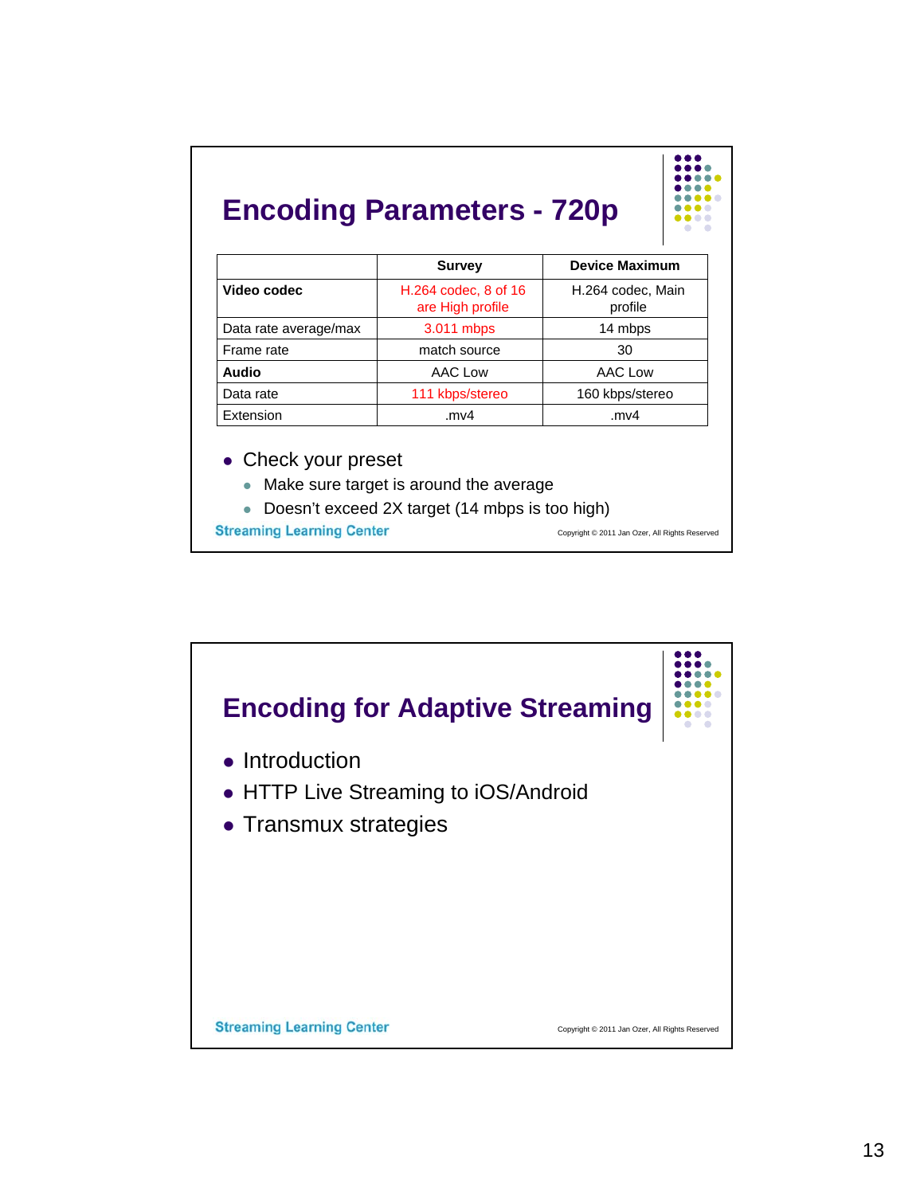# Encoding Parameters - 720p

| | Survey | Device Maximum |
|---|---|---|
| **Video codec** | H.264 codec, 8 of 16 are High profile | H.264 codec, Main profile |
| Data rate average/max | 3.011 mbps | 14 mbps |
| Frame rate | match source | 30 |
| **Audio** | AAC Low | AAC Low |
| Data rate | 111 kbps/stereo | 160 kbps/stereo |
| Extension | .mv4 | .mv4 |

- Check your preset
  - Make sure target is around the average
  - Doesn't exceed 2X target (14 mbps is too high)

Streaming Learning Center

Copyright © 2011 Jan Ozer, All Rights Reserved

# Encoding for Adaptive Streaming

- Introduction
- HTTP Live Streaming to iOS/Android
- Transmux strategies

Streaming Learning Center

Copyright © 2011 Jan Ozer, All Rights Reserved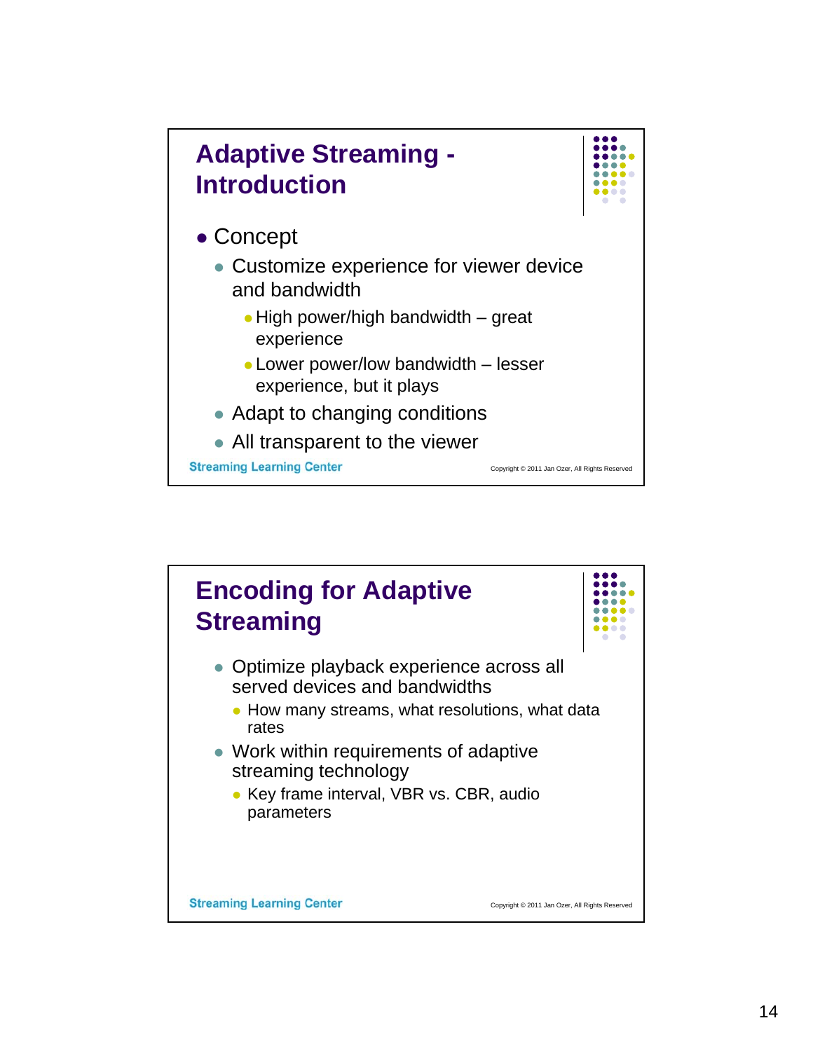## Adaptive Streaming - Introduction

- Concept
  - Customize experience for viewer device and bandwidth
    - High power/high bandwidth – great experience
    - Lower power/low bandwidth – lesser experience, but it plays
  - Adapt to changing conditions
  - All transparent to the viewer

Streaming Learning Center

Copyright © 2011 Jan Ozer, All Rights Reserved

## Encoding for Adaptive Streaming

- Optimize playback experience across all served devices and bandwidths
  - How many streams, what resolutions, what data rates
- Work within requirements of adaptive streaming technology
  - Key frame interval, VBR vs. CBR, audio parameters

Streaming Learning Center

Copyright © 2011 Jan Ozer, All Rights Reserved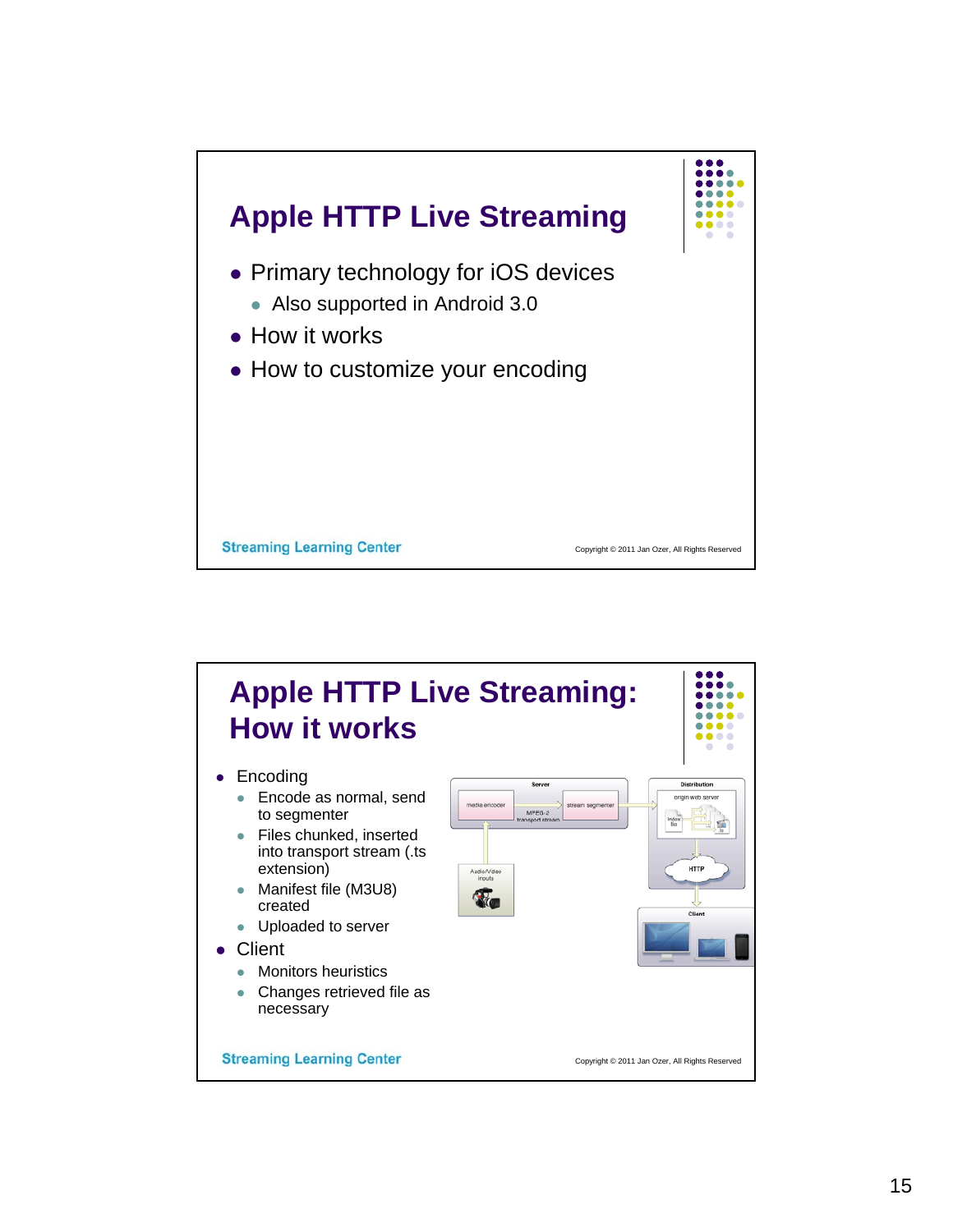# Apple HTTP Live Streaming

- Primary technology for iOS devices
  - Also supported in Android 3.0
- How it works
- How to customize your encoding

Streaming Learning Center

Copyright © 2011 Jan Ozer, All Rights Reserved

# Apple HTTP Live Streaming: How it works

- Encoding
  - Encode as normal, send to segmenter
  - Files chunked, inserted into transport stream (.ts extension)
  - Manifest file (M3U8) created
  - Uploaded to server
- Client
  - Monitors heuristics
  - Changes retrieved file as necessary

Streaming Learning Center

Copyright © 2011 Jan Ozer, All Rights Reserved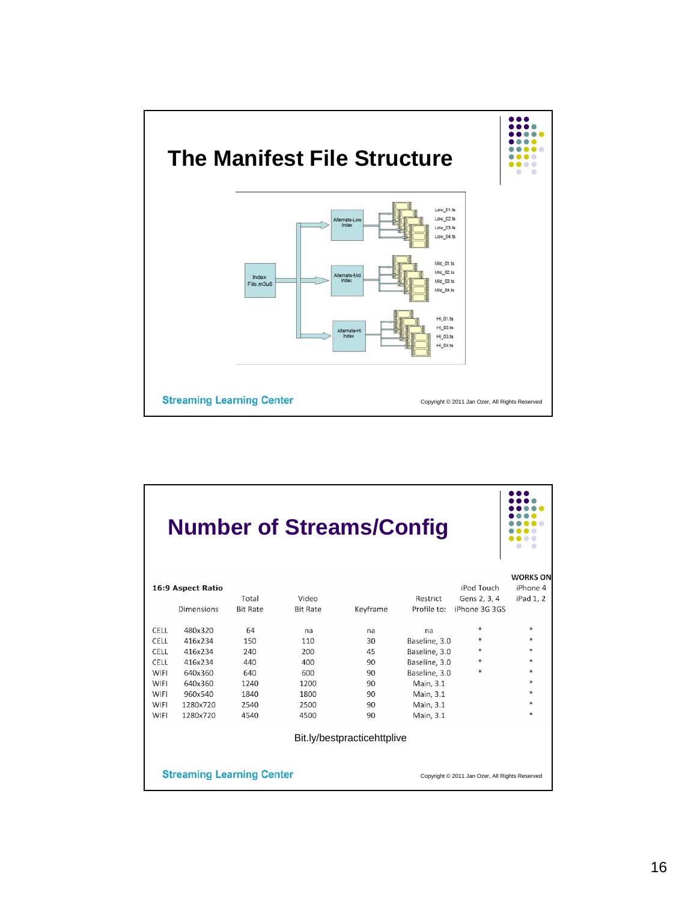# The Manifest File Structure

Index File.m3u8

Alternate-Low Index

Low_01.ts
Low_02.ts
Low_03.ts
Low_04.ts

Alternate-Mid Index

Mid_01.ts
Mid_02.ts
Mid_03.ts
Mid_04.ts

Alternate-Hi Index

Hi_01.ts
Hi_02.ts
Hi_03.ts
Hi_04.ts

Streaming Learning Center

Copyright © 2011 Jan Ozer, All Rights Reserved

# Number of Streams/Config

| 16:9 Aspect Ratio | Dimensions | Total Bit Rate | Video Bit Rate | Keyframe | Restrict Profile to: | iPod Touch Gens 2, 3, 4 iPhone 3G 3GS | WORKS ON iPhone 4 iPad 1, 2 |
|---|---|---|---|---|---|---|---|
| CELL | 480x320 | 64 | na | na | na | * | * |
| CELL | 416x234 | 150 | 110 | 30 | Baseline, 3.0 | * | * |
| CELL | 416x234 | 240 | 200 | 45 | Baseline, 3.0 | * | * |
| CELL | 416x234 | 440 | 400 | 90 | Baseline, 3.0 | * | * |
| WIFI | 640x360 | 640 | 600 | 90 | Baseline, 3.0 | * | * |
| WIFI | 640x360 | 1240 | 1200 | 90 | Main, 3.1 | | * |
| WIFI | 960x540 | 1840 | 1800 | 90 | Main, 3.1 | | * |
| WIFI | 1280x720 | 2540 | 2500 | 90 | Main, 3.1 | | * |
| WIFI | 1280x720 | 4540 | 4500 | 90 | Main, 3.1 | | * |

Bit.ly/bestpracticehttplive

Streaming Learning Center

Copyright © 2011 Jan Ozer, All Rights Reserved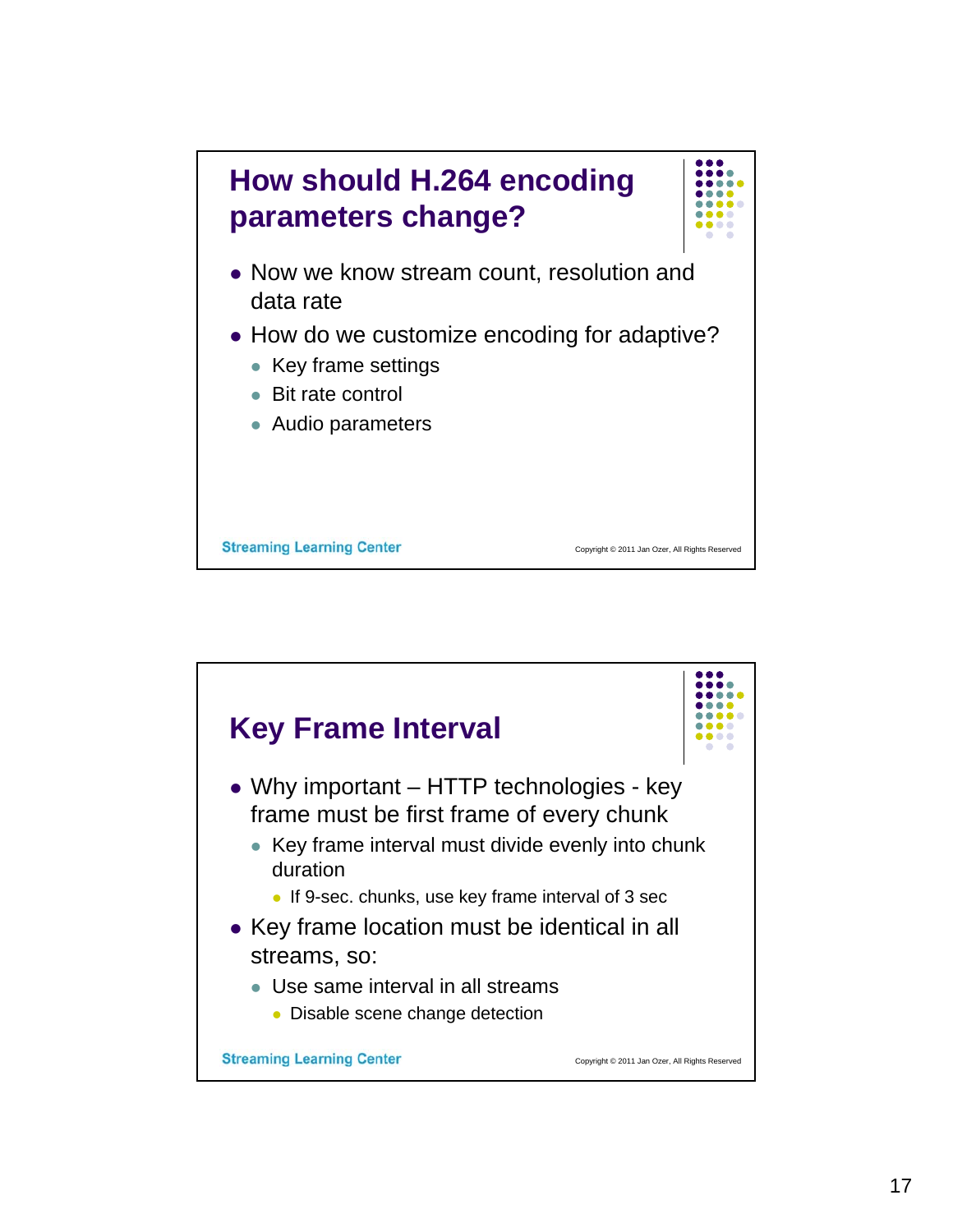## How should H.264 encoding parameters change?

- Now we know stream count, resolution and data rate
- How do we customize encoding for adaptive?
  - Key frame settings
  - Bit rate control
  - Audio parameters

Streaming Learning Center

Copyright © 2011 Jan Ozer, All Rights Reserved

## Key Frame Interval

- Why important – HTTP technologies - key frame must be first frame of every chunk
  - Key frame interval must divide evenly into chunk duration
    - If 9-sec. chunks, use key frame interval of 3 sec
- Key frame location must be identical in all streams, so:
  - Use same interval in all streams
    - Disable scene change detection

Streaming Learning Center

Copyright © 2011 Jan Ozer, All Rights Reserved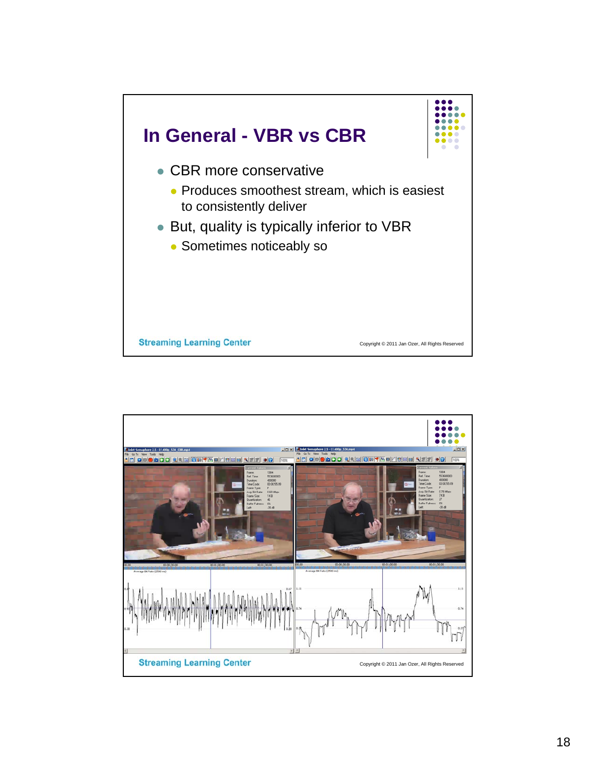# In General - VBR vs CBR

- CBR more conservative
  - Produces smoothest stream, which is easiest to consistently deliver
- But, quality is typically inferior to VBR
  - Sometimes noticeably so

Streaming Learning Center

Copyright © 2011 Jan Ozer, All Rights Reserved

Streaming Learning Center

Copyright © 2011 Jan Ozer, All Rights Reserved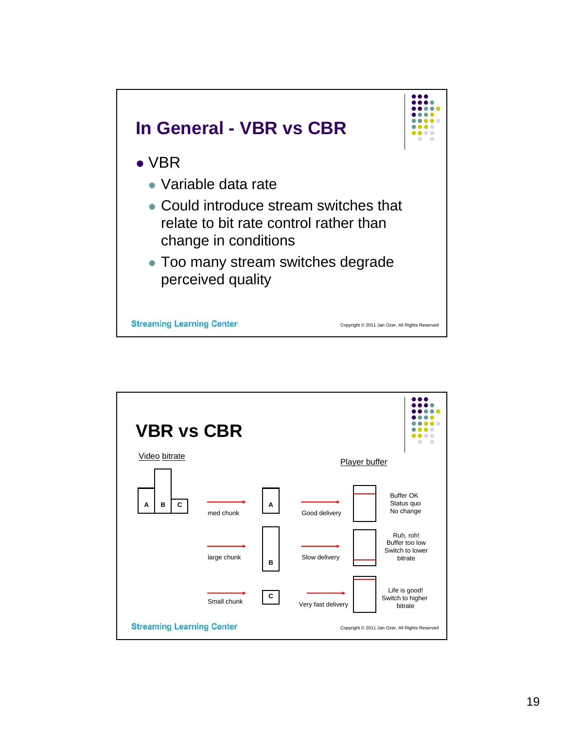# In General - VBR vs CBR

- VBR
  - Variable data rate
  - Could introduce stream switches that relate to bit rate control rather than change in conditions
  - Too many stream switches degrade perceived quality

Streaming Learning Center

Copyright © 2011 Jan Ozer, All Rights Reserved

# VBR vs CBR

Video bitrate

Player buffer

| Chunk | Transfer | Delivery | Player buffer result |
| --- | --- | --- | --- |
| A | med chunk | Good delivery | Buffer OK Status quo No change |
| B | large chunk | Slow delivery | Ruh, roh! Buffer too low Switch to lower bitrate |
| C | Small chunk | Very fast delivery | Life is good! Switch to higher bitrate |

Streaming Learning Center

Copyright © 2011 Jan Ozer, All Rights Reserved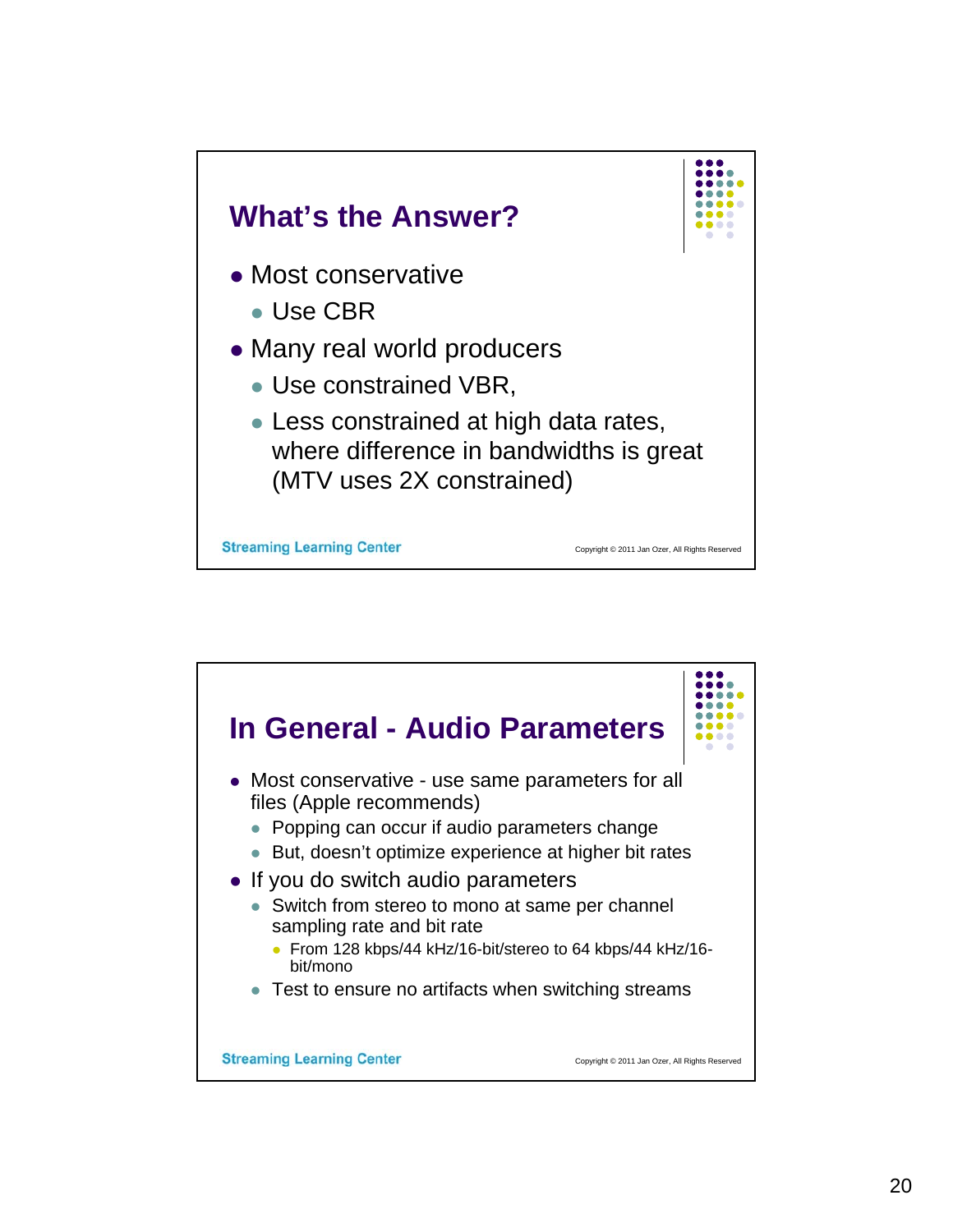## What's the Answer?

- Most conservative
  - Use CBR
- Many real world producers
  - Use constrained VBR,
  - Less constrained at high data rates, where difference in bandwidths is great (MTV uses 2X constrained)

Streaming Learning Center

Copyright © 2011 Jan Ozer, All Rights Reserved

## In General - Audio Parameters

- Most conservative - use same parameters for all files (Apple recommends)
  - Popping can occur if audio parameters change
  - But, doesn't optimize experience at higher bit rates
- If you do switch audio parameters
  - Switch from stereo to mono at same per channel sampling rate and bit rate
    - From 128 kbps/44 kHz/16-bit/stereo to 64 kbps/44 kHz/16-bit/mono
  - Test to ensure no artifacts when switching streams

Streaming Learning Center

Copyright © 2011 Jan Ozer, All Rights Reserved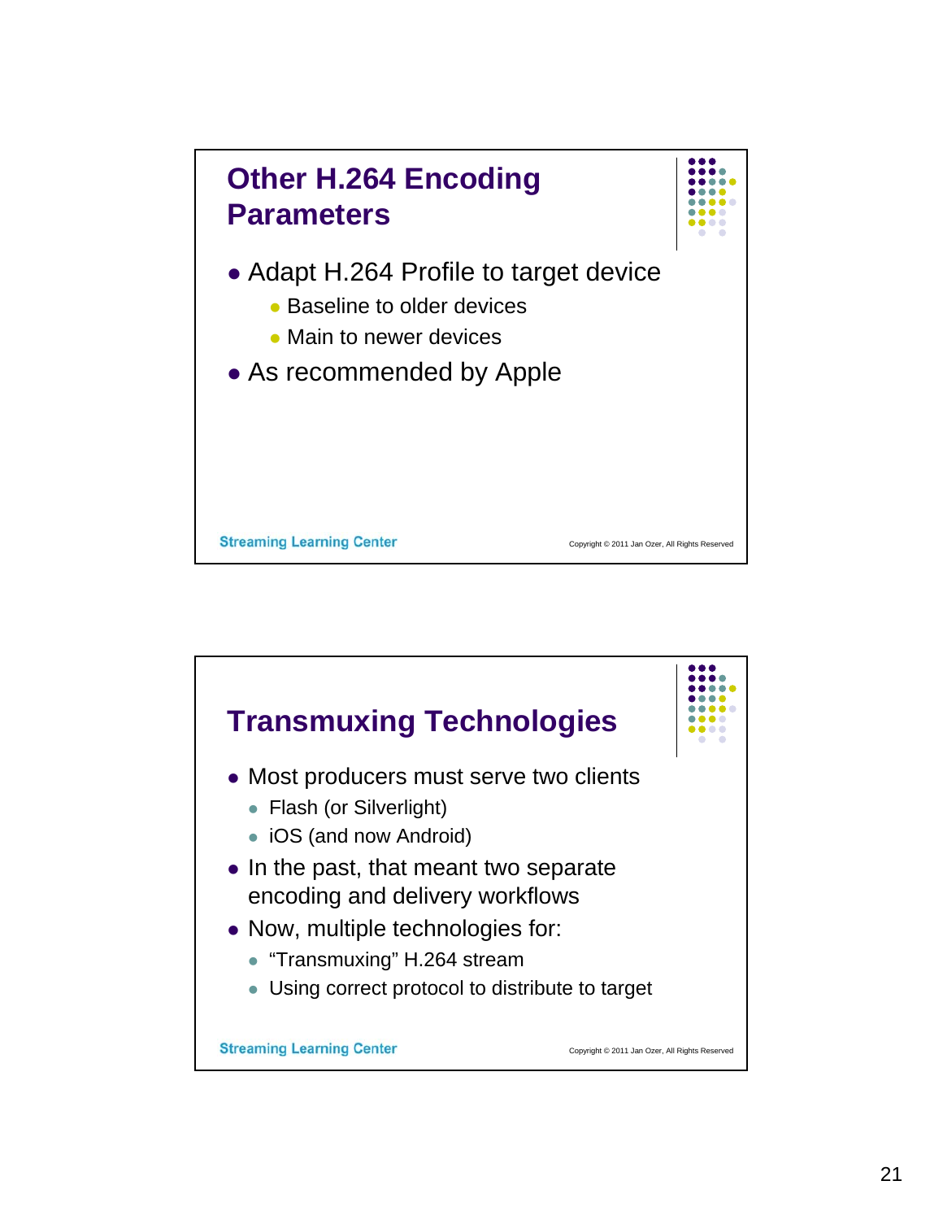## Other H.264 Encoding Parameters

- Adapt H.264 Profile to target device
  - Baseline to older devices
  - Main to newer devices
- As recommended by Apple

Streaming Learning Center

Copyright © 2011 Jan Ozer, All Rights Reserved

## Transmuxing Technologies

- Most producers must serve two clients
  - Flash (or Silverlight)
  - iOS (and now Android)
- In the past, that meant two separate encoding and delivery workflows
- Now, multiple technologies for:
  - "Transmuxing" H.264 stream
  - Using correct protocol to distribute to target

Streaming Learning Center

Copyright © 2011 Jan Ozer, All Rights Reserved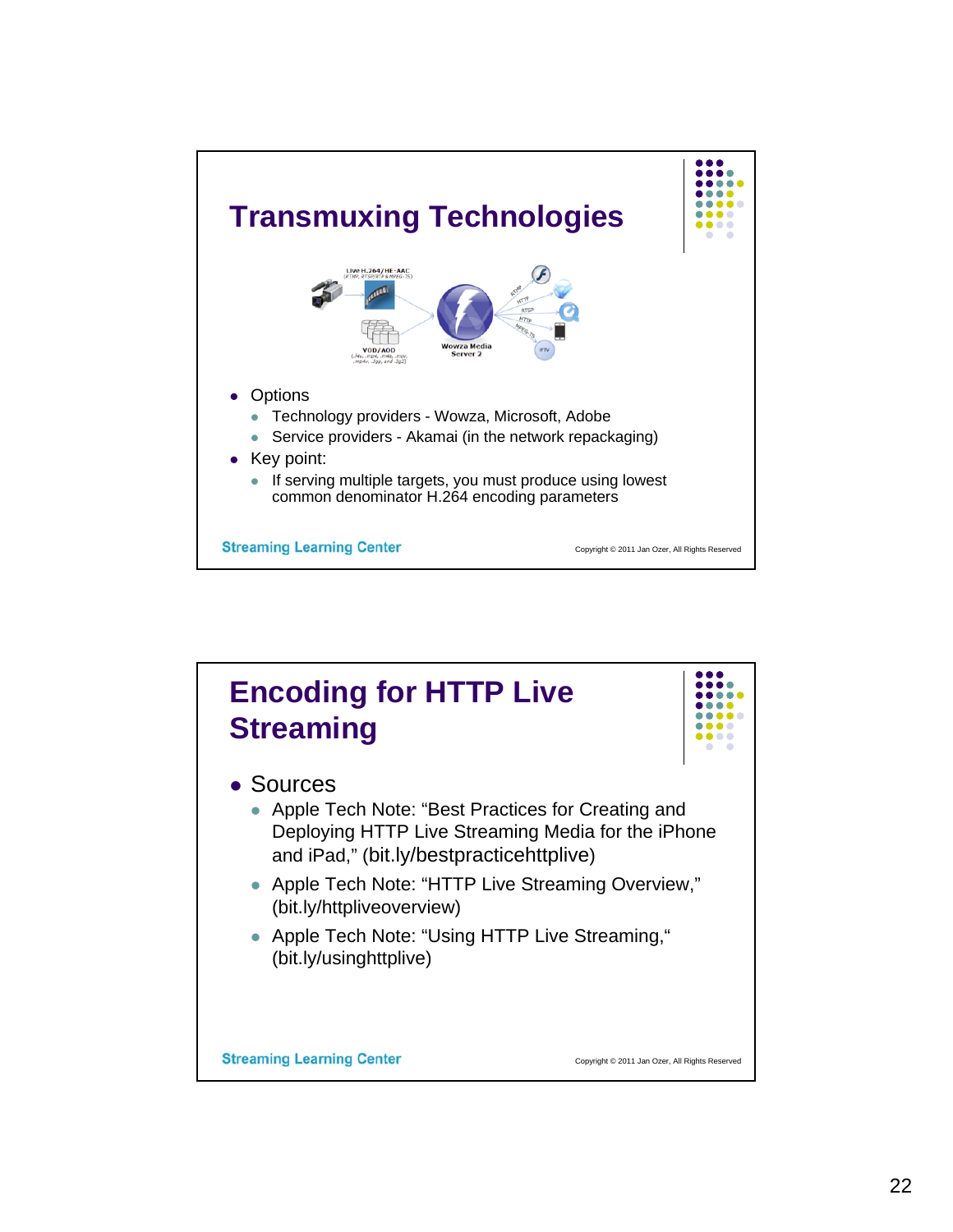## Transmuxing Technologies

- Options
  - Technology providers - Wowza, Microsoft, Adobe
  - Service providers - Akamai (in the network repackaging)
- Key point:
  - If serving multiple targets, you must produce using lowest common denominator H.264 encoding parameters

Streaming Learning Center

Copyright © 2011 Jan Ozer, All Rights Reserved

## Encoding for HTTP Live Streaming

- Sources
  - Apple Tech Note: "Best Practices for Creating and Deploying HTTP Live Streaming Media for the iPhone and iPad," (bit.ly/bestpracticehttplive)
  - Apple Tech Note: "HTTP Live Streaming Overview," (bit.ly/httpliveoverview)
  - Apple Tech Note: "Using HTTP Live Streaming," (bit.ly/usinghttplive)

Streaming Learning Center

Copyright © 2011 Jan Ozer, All Rights Reserved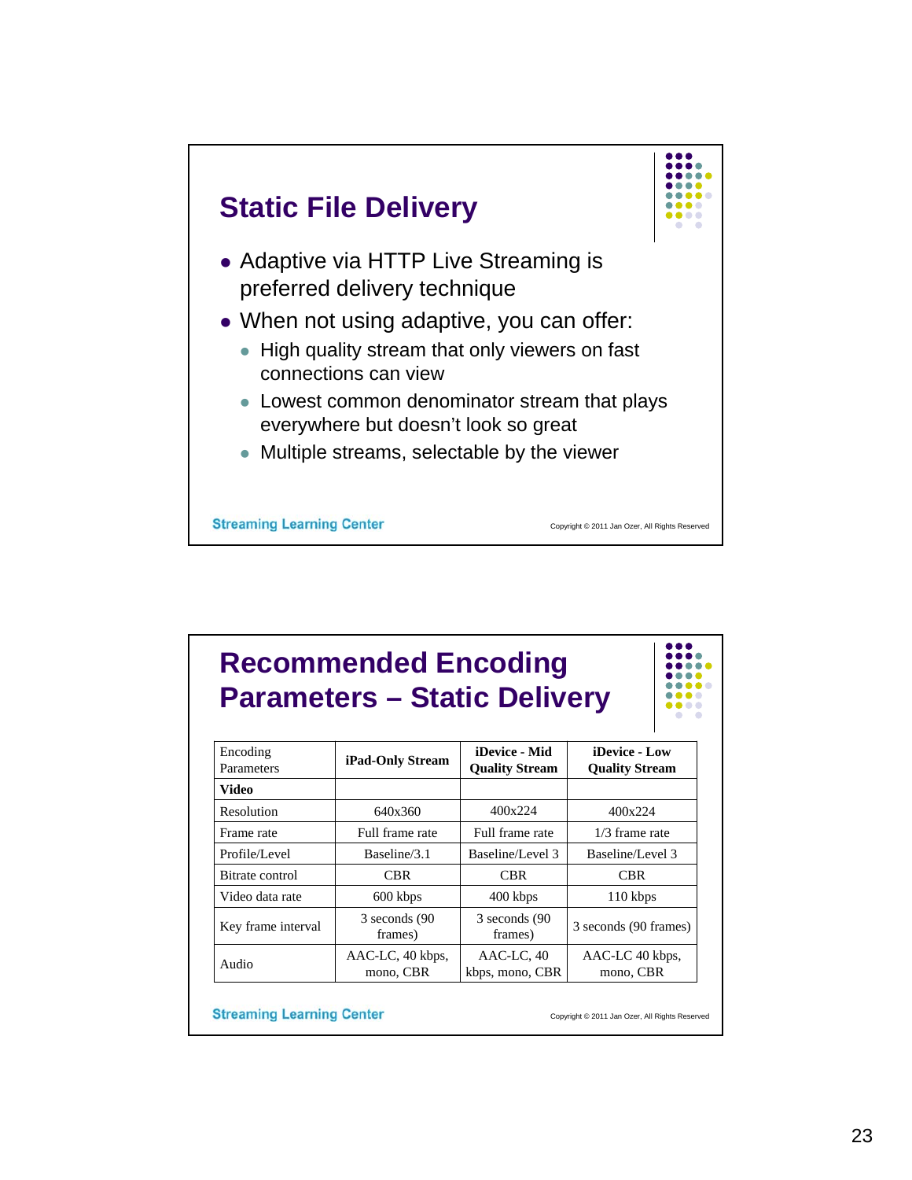## Static File Delivery

- Adaptive via HTTP Live Streaming is preferred delivery technique
- When not using adaptive, you can offer:
  - High quality stream that only viewers on fast connections can view
  - Lowest common denominator stream that plays everywhere but doesn't look so great
  - Multiple streams, selectable by the viewer

Streaming Learning Center

Copyright © 2011 Jan Ozer, All Rights Reserved

## Recommended Encoding Parameters – Static Delivery

| Encoding Parameters | **iPad-Only Stream** | **iDevice - Mid Quality Stream** | **iDevice - Low Quality Stream** |
|---|---|---|---|
| **Video** | | | |
| Resolution | 640x360 | 400x224 | 400x224 |
| Frame rate | Full frame rate | Full frame rate | 1/3 frame rate |
| Profile/Level | Baseline/3.1 | Baseline/Level 3 | Baseline/Level 3 |
| Bitrate control | CBR | CBR | CBR |
| Video data rate | 600 kbps | 400 kbps | 110 kbps |
| Key frame interval | 3 seconds (90 frames) | 3 seconds (90 frames) | 3 seconds (90 frames) |
| Audio | AAC-LC, 40 kbps, mono, CBR | AAC-LC, 40 kbps, mono, CBR | AAC-LC 40 kbps, mono, CBR |

Streaming Learning Center

Copyright © 2011 Jan Ozer, All Rights Reserved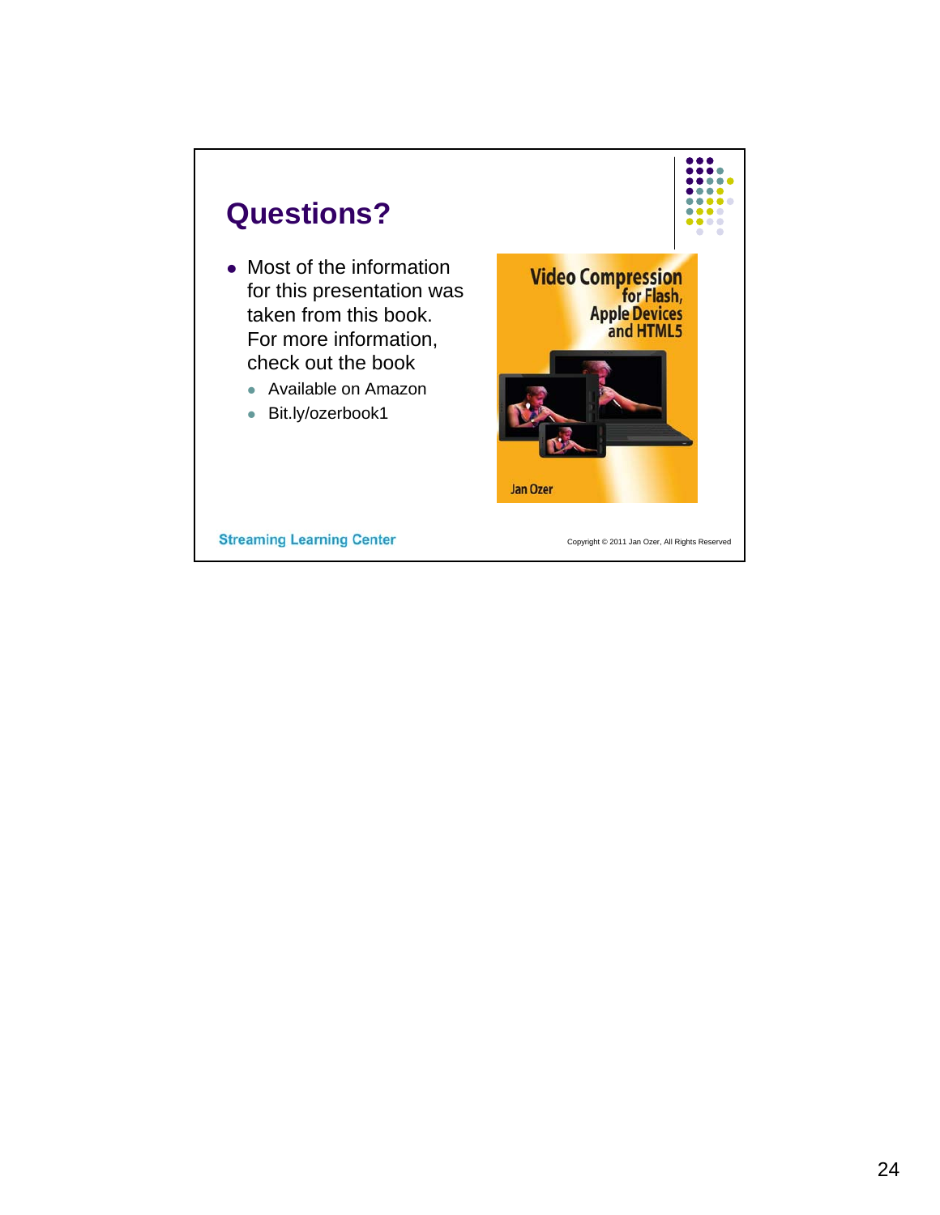# Questions?

- Most of the information for this presentation was taken from this book. For more information, check out the book
  - Available on Amazon
  - Bit.ly/ozerbook1

Video Compression for Flash, Apple Devices and HTML5

Jan Ozer

Streaming Learning Center

Copyright © 2011 Jan Ozer, All Rights Reserved